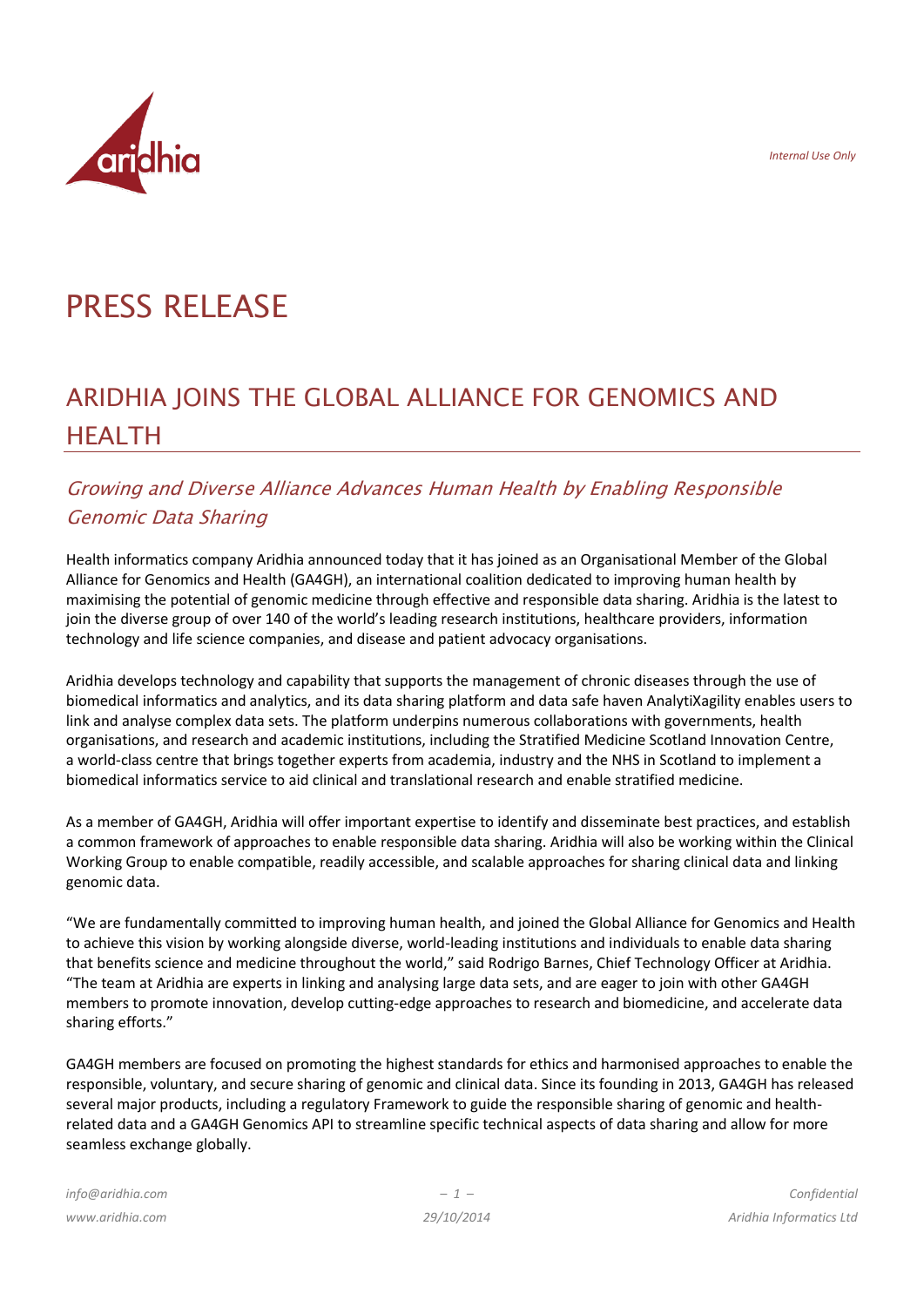# PRESS RELEASE

## ARIDHIA JOINS THE GLOBAL ALLIANCE FOR GENOMICS AND HEALTH

### *Growing and Diverse Alliance Advances Human Health by Enabling Responsible Genomic Data Sharing*

Health informatics company Aridhia announced today that it has joined as an Organisational Member of the Global Alliance for Genomics and Health (GA4GH), an international coalition dedicated to improving human health by maximising the potential of genomic medicine through effective and responsible data sharing. Aridhia is the latest to join the diverse group of over 140 of the world's leading research institutions, healthcare providers, information technology and life science companies, and disease and patient advocacy organisations.

Aridhia develops technology and capability that supports the management of chronic diseases through the use of biomedical informatics and analytics, and its data sharing platform and data safe haven AnalytiXagility enables users to link and analyse complex data sets. The platform underpins numerous collaborations with governments, health organisations, and research and academic institutions, including the Stratified Medicine Scotland Innovation Centre, a world-class centre that brings together experts from academia, industry and the NHS in Scotland to implement a biomedical informatics service to aid clinical and translational research and enable stratified medicine.

As a member of GA4GH, Aridhia will offer important expertise to identify and disseminate best practices, and establish a common framework of approaches to enable responsible data sharing. Aridhia will also be working within the Clinical Working Group to enable compatible, readily accessible, and scalable approaches for sharing clinical data and linking genomic data.

"We are fundamentally committed to improving human health, and joined the Global Alliance for Genomics and Health to achieve this vision by working alongside diverse, world-leading institutions and individuals to enable data sharing that benefits science and medicine throughout the world," said Rodrigo Barnes, Chief Technology Officer at Aridhia. "The team at Aridhia are experts in linking and analysing large data sets, and are eager to join with other GA4GH members to promote innovation, develop cutting-edge approaches to research and biomedicine, and accelerate data sharing efforts."

GA4GH members are focused on promoting the highest standards for ethics and harmonised approaches to enable the responsible, voluntary, and secure sharing of genomic and clinical data. Since its founding in 2013, GA4GH has released several major products, including a regulatory Framework to guide the responsible sharing of genomic and health-related data and a GA4GH Genomics API to streamline specific technical aspects of data sharing and allow for more seamless exchange globally.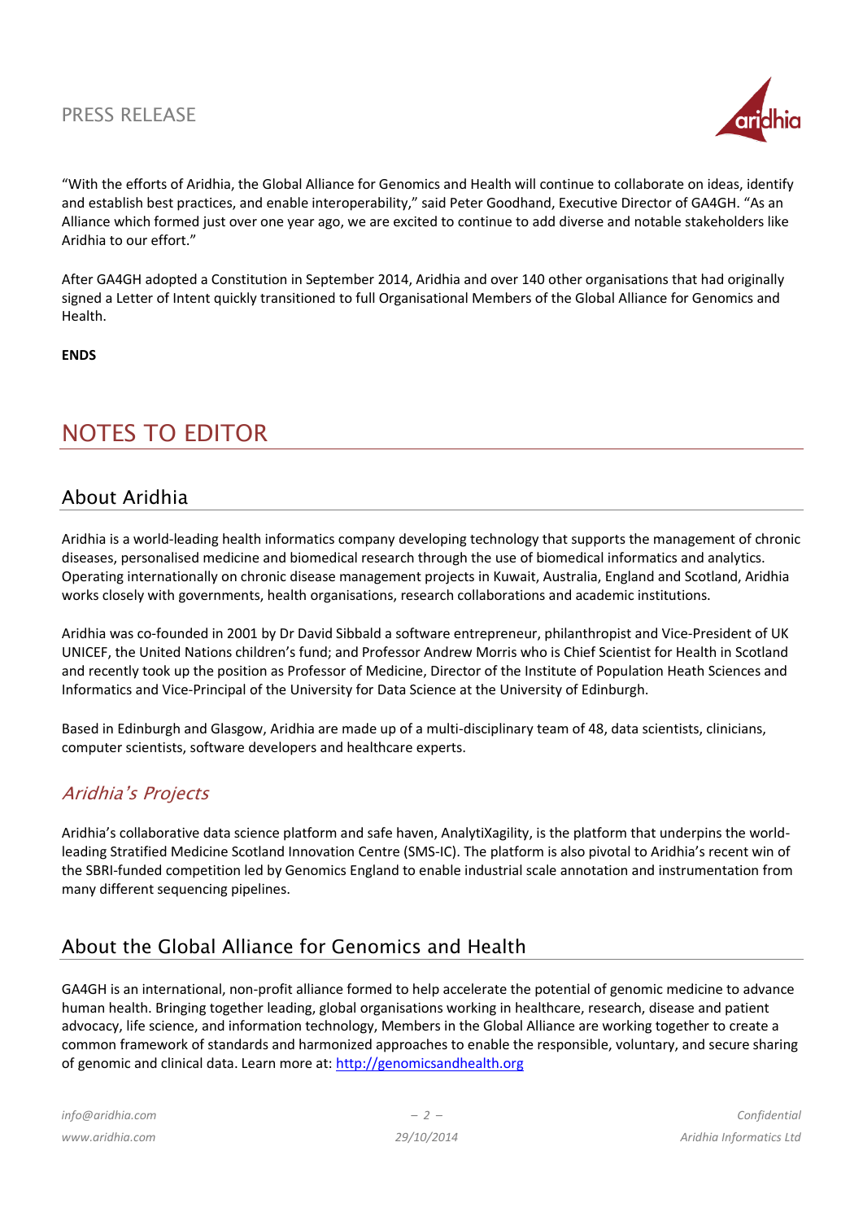"With the efforts of Aridhia, the Global Alliance for Genomics and Health will continue to collaborate on ideas, identify and establish best practices, and enable interoperability," said Peter Goodhand, Executive Director of GA4GH. "As an Alliance which formed just over one year ago, we are excited to continue to add diverse and notable stakeholders like Aridhia to our effort."

After GA4GH adopted a Constitution in September 2014, Aridhia and over 140 other organisations that had originally signed a Letter of Intent quickly transitioned to full Organisational Members of the Global Alliance for Genomics and Health.

**ENDS**

# NOTES TO EDITOR

## About Aridhia

Aridhia is a world-leading health informatics company developing technology that supports the management of chronic diseases, personalised medicine and biomedical research through the use of biomedical informatics and analytics. Operating internationally on chronic disease management projects in Kuwait, Australia, England and Scotland, Aridhia works closely with governments, health organisations, research collaborations and academic institutions.

Aridhia was co-founded in 2001 by Dr David Sibbald a software entrepreneur, philanthropist and Vice-President of UK UNICEF, the United Nations children's fund; and Professor Andrew Morris who is Chief Scientist for Health in Scotland and recently took up the position as Professor of Medicine, Director of the Institute of Population Heath Sciences and Informatics and Vice-Principal of the University for Data Science at the University of Edinburgh.

Based in Edinburgh and Glasgow, Aridhia are made up of a multi-disciplinary team of 48, data scientists, clinicians, computer scientists, software developers and healthcare experts.

### *Aridhia's Projects*

Aridhia's collaborative data science platform and safe haven, AnalytiXagility, is the platform that underpins the world-leading Stratified Medicine Scotland Innovation Centre (SMS-IC). The platform is also pivotal to Aridhia's recent win of the SBRI-funded competition led by Genomics England to enable industrial scale annotation and instrumentation from many different sequencing pipelines.

## About the Global Alliance for Genomics and Health

GA4GH is an international, non-profit alliance formed to help accelerate the potential of genomic medicine to advance human health. Bringing together leading, global organisations working in healthcare, research, disease and patient advocacy, life science, and information technology, Members in the Global Alliance are working together to create a common framework of standards and harmonized approaches to enable the responsible, voluntary, and secure sharing of genomic and clinical data. Learn more at: http://genomicsandhealth.org